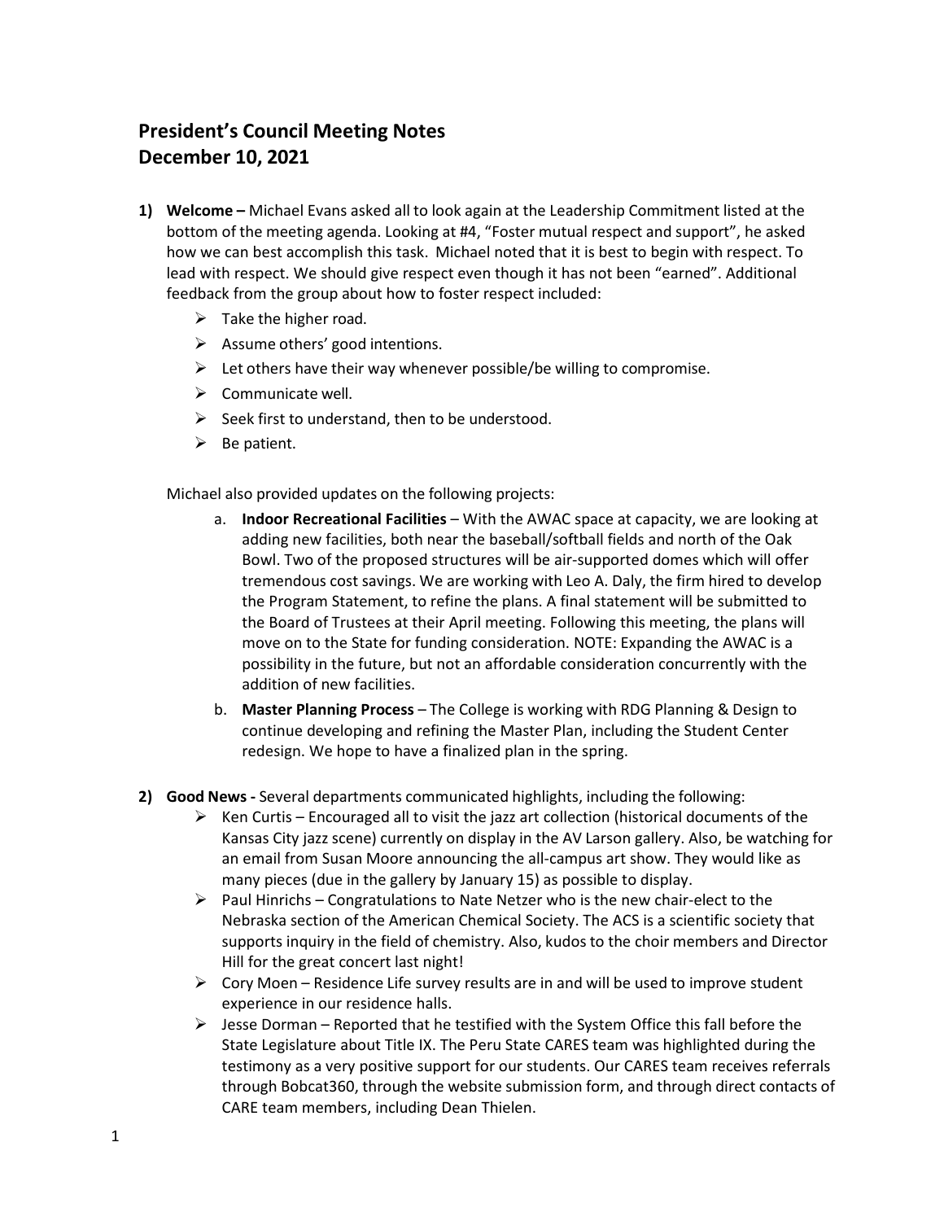# President's Council Meeting Notes
# December 10, 2021

1) **Welcome –** Michael Evans asked all to look again at the Leadership Commitment listed at the bottom of the meeting agenda. Looking at #4, "Foster mutual respect and support", he asked how we can best accomplish this task. Michael noted that it is best to begin with respect. To lead with respect. We should give respect even though it has not been "earned". Additional feedback from the group about how to foster respect included:
   - Take the higher road.
   - Assume others' good intentions.
   - Let others have their way whenever possible/be willing to compromise.
   - Communicate well.
   - Seek first to understand, then to be understood.
   - Be patient.

   Michael also provided updates on the following projects:

   a. **Indoor Recreational Facilities** – With the AWAC space at capacity, we are looking at adding new facilities, both near the baseball/softball fields and north of the Oak Bowl. Two of the proposed structures will be air-supported domes which will offer tremendous cost savings. We are working with Leo A. Daly, the firm hired to develop the Program Statement, to refine the plans. A final statement will be submitted to the Board of Trustees at their April meeting. Following this meeting, the plans will move on to the State for funding consideration. NOTE: Expanding the AWAC is a possibility in the future, but not an affordable consideration concurrently with the addition of new facilities.

   b. **Master Planning Process** – The College is working with RDG Planning & Design to continue developing and refining the Master Plan, including the Student Center redesign. We hope to have a finalized plan in the spring.

2) **Good News -** Several departments communicated highlights, including the following:
   - Ken Curtis – Encouraged all to visit the jazz art collection (historical documents of the Kansas City jazz scene) currently on display in the AV Larson gallery. Also, be watching for an email from Susan Moore announcing the all-campus art show. They would like as many pieces (due in the gallery by January 15) as possible to display.
   - Paul Hinrichs – Congratulations to Nate Netzer who is the new chair-elect to the Nebraska section of the American Chemical Society. The ACS is a scientific society that supports inquiry in the field of chemistry. Also, kudos to the choir members and Director Hill for the great concert last night!
   - Cory Moen – Residence Life survey results are in and will be used to improve student experience in our residence halls.
   - Jesse Dorman – Reported that he testified with the System Office this fall before the State Legislature about Title IX. The Peru State CARES team was highlighted during the testimony as a very positive support for our students. Our CARES team receives referrals through Bobcat360, through the website submission form, and through direct contacts of CARE team members, including Dean Thielen.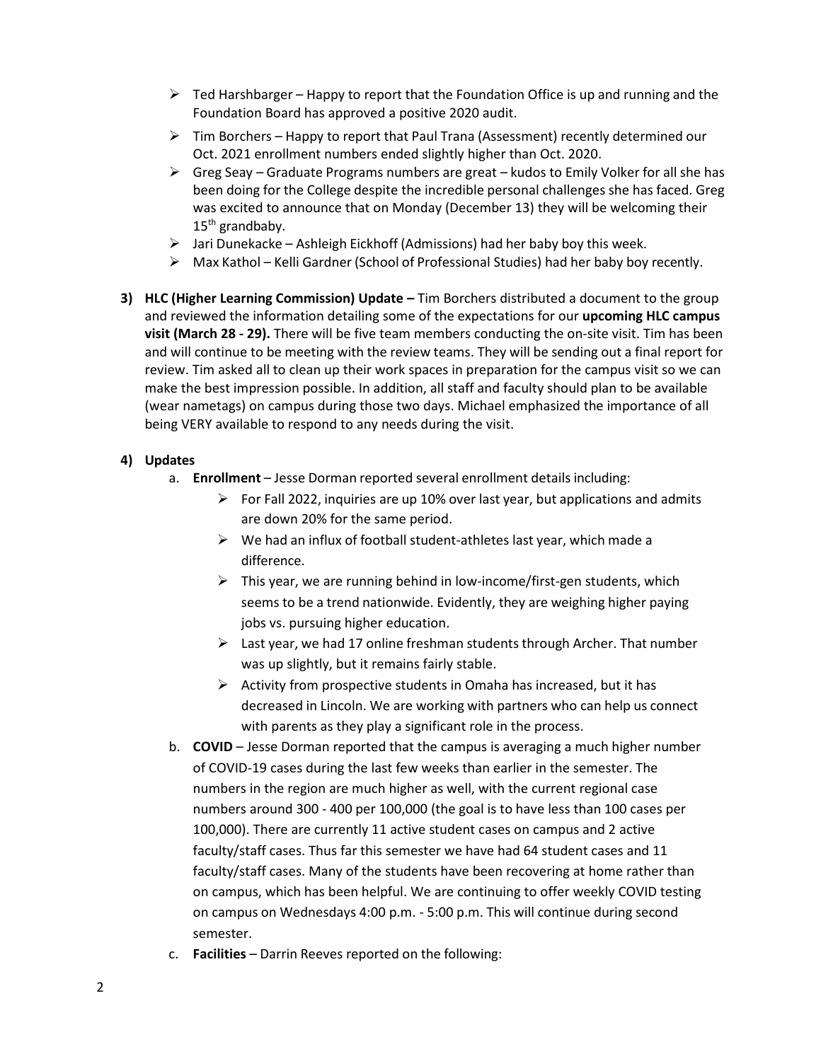- Ted Harshbarger – Happy to report that the Foundation Office is up and running and the Foundation Board has approved a positive 2020 audit.
- Tim Borchers – Happy to report that Paul Trana (Assessment) recently determined our Oct. 2021 enrollment numbers ended slightly higher than Oct. 2020.
- Greg Seay – Graduate Programs numbers are great – kudos to Emily Volker for all she has been doing for the College despite the incredible personal challenges she has faced. Greg was excited to announce that on Monday (December 13) they will be welcoming their 15th grandbaby.
- Jari Dunekacke – Ashleigh Eickhoff (Admissions) had her baby boy this week.
- Max Kathol – Kelli Gardner (School of Professional Studies) had her baby boy recently.

3) **HLC (Higher Learning Commission) Update –** Tim Borchers distributed a document to the group and reviewed the information detailing some of the expectations for our **upcoming HLC campus visit (March 28 - 29).** There will be five team members conducting the on-site visit. Tim has been and will continue to be meeting with the review teams. They will be sending out a final report for review. Tim asked all to clean up their work spaces in preparation for the campus visit so we can make the best impression possible. In addition, all staff and faculty should plan to be available (wear nametags) on campus during those two days. Michael emphasized the importance of all being VERY available to respond to any needs during the visit.

4) **Updates**

   a. **Enrollment** – Jesse Dorman reported several enrollment details including:
      - For Fall 2022, inquiries are up 10% over last year, but applications and admits are down 20% for the same period.
      - We had an influx of football student-athletes last year, which made a difference.
      - This year, we are running behind in low-income/first-gen students, which seems to be a trend nationwide. Evidently, they are weighing higher paying jobs vs. pursuing higher education.
      - Last year, we had 17 online freshman students through Archer. That number was up slightly, but it remains fairly stable.
      - Activity from prospective students in Omaha has increased, but it has decreased in Lincoln. We are working with partners who can help us connect with parents as they play a significant role in the process.

   b. **COVID** – Jesse Dorman reported that the campus is averaging a much higher number of COVID-19 cases during the last few weeks than earlier in the semester. The numbers in the region are much higher as well, with the current regional case numbers around 300 - 400 per 100,000 (the goal is to have less than 100 cases per 100,000). There are currently 11 active student cases on campus and 2 active faculty/staff cases. Thus far this semester we have had 64 student cases and 11 faculty/staff cases. Many of the students have been recovering at home rather than on campus, which has been helpful. We are continuing to offer weekly COVID testing on campus on Wednesdays 4:00 p.m. - 5:00 p.m. This will continue during second semester.

   c. **Facilities** – Darrin Reeves reported on the following: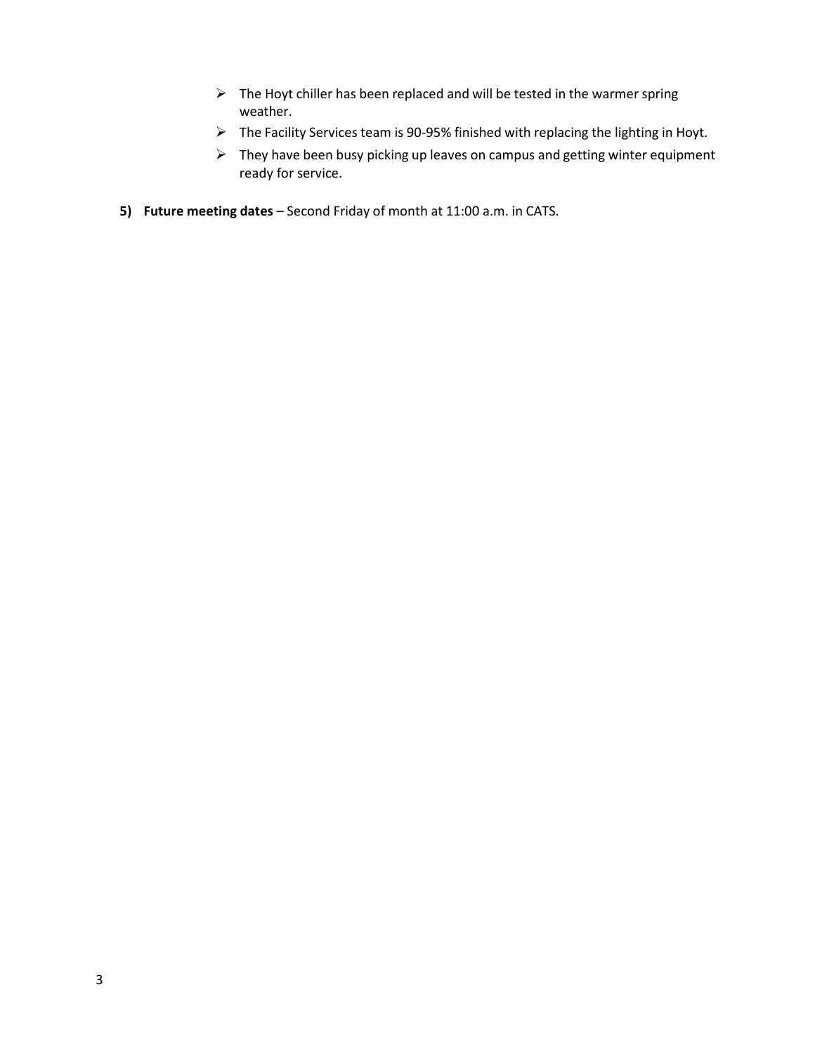- The Hoyt chiller has been replaced and will be tested in the warmer spring weather.
- The Facility Services team is 90-95% finished with replacing the lighting in Hoyt.
- They have been busy picking up leaves on campus and getting winter equipment ready for service.

5) **Future meeting dates** – Second Friday of month at 11:00 a.m. in CATS.